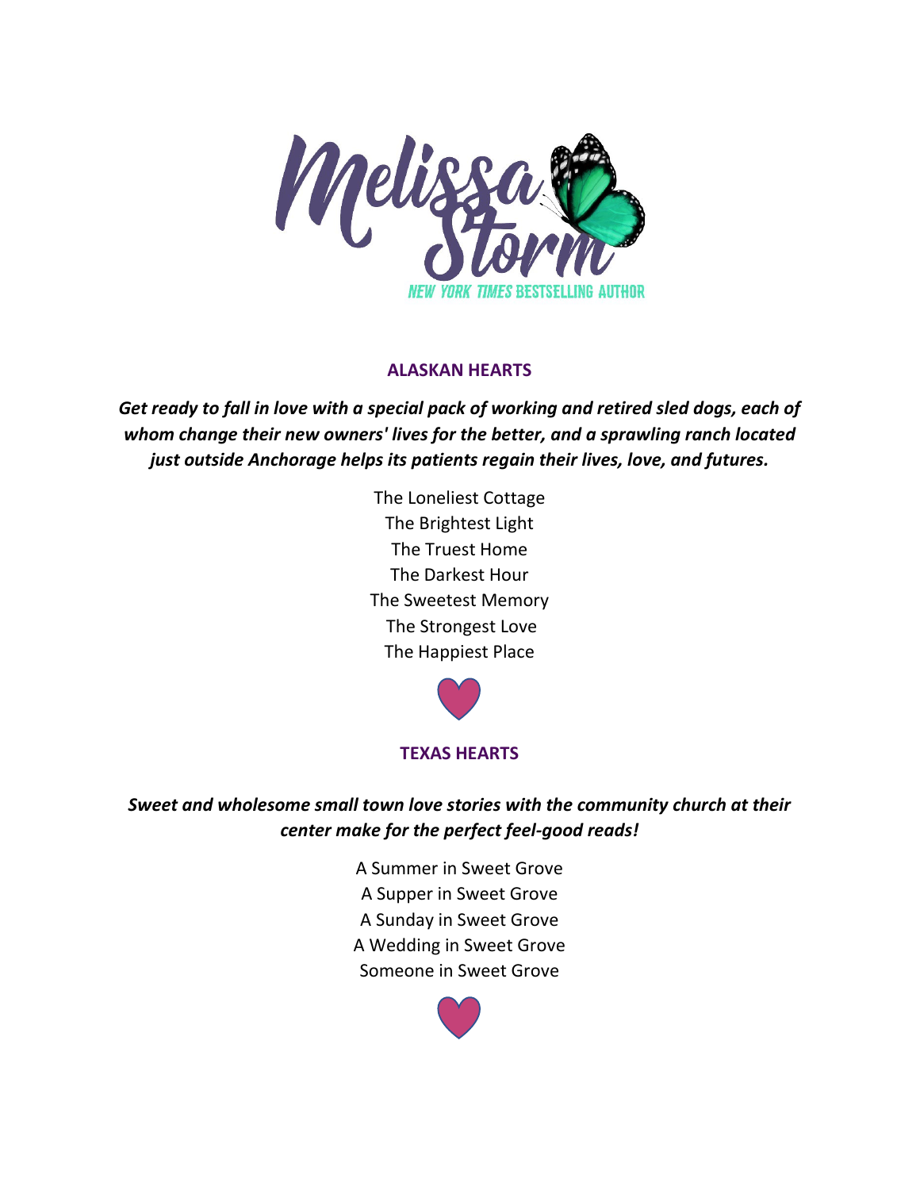Melissa Storm

NEW YORK TIMES BESTSELLING AUTHOR

## ALASKAN HEARTS

***Get ready to fall in love with a special pack of working and retired sled dogs, each of whom change their new owners' lives for the better, and a sprawling ranch located just outside Anchorage helps its patients regain their lives, love, and futures.***

The Loneliest Cottage
The Brightest Light
The Truest Home
The Darkest Hour
The Sweetest Memory
The Strongest Love
The Happiest Place

## TEXAS HEARTS

***Sweet and wholesome small town love stories with the community church at their center make for the perfect feel-good reads!***

A Summer in Sweet Grove
A Supper in Sweet Grove
A Sunday in Sweet Grove
A Wedding in Sweet Grove
Someone in Sweet Grove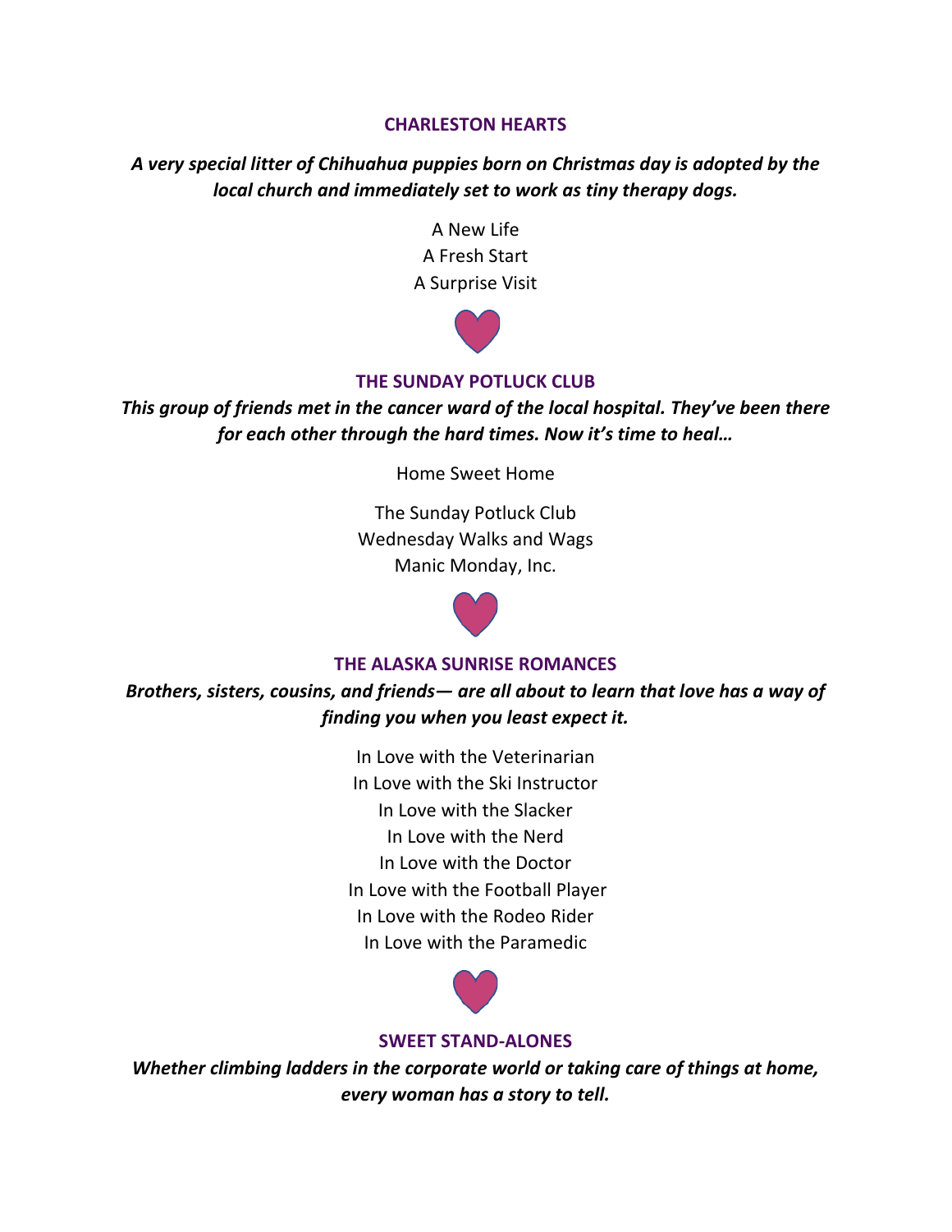## CHARLESTON HEARTS

***A very special litter of Chihuahua puppies born on Christmas day is adopted by the local church and immediately set to work as tiny therapy dogs.***

A New Life
A Fresh Start
A Surprise Visit

## THE SUNDAY POTLUCK CLUB

***This group of friends met in the cancer ward of the local hospital. They've been there for each other through the hard times. Now it's time to heal…***

Home Sweet Home

The Sunday Potluck Club
Wednesday Walks and Wags
Manic Monday, Inc.

## THE ALASKA SUNRISE ROMANCES

***Brothers, sisters, cousins, and friends— are all about to learn that love has a way of finding you when you least expect it.***

In Love with the Veterinarian
In Love with the Ski Instructor
In Love with the Slacker
In Love with the Nerd
In Love with the Doctor
In Love with the Football Player
In Love with the Rodeo Rider
In Love with the Paramedic

## SWEET STAND-ALONES

***Whether climbing ladders in the corporate world or taking care of things at home, every woman has a story to tell.***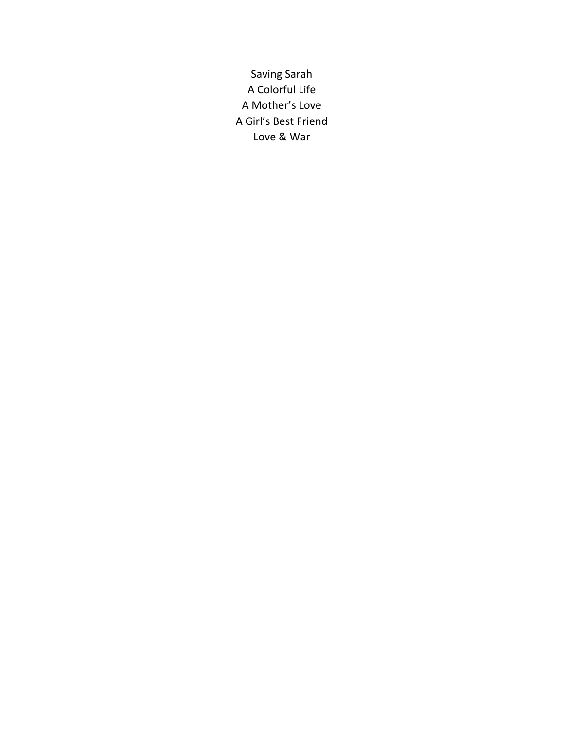Saving Sarah
A Colorful Life
A Mother's Love
A Girl's Best Friend
Love & War